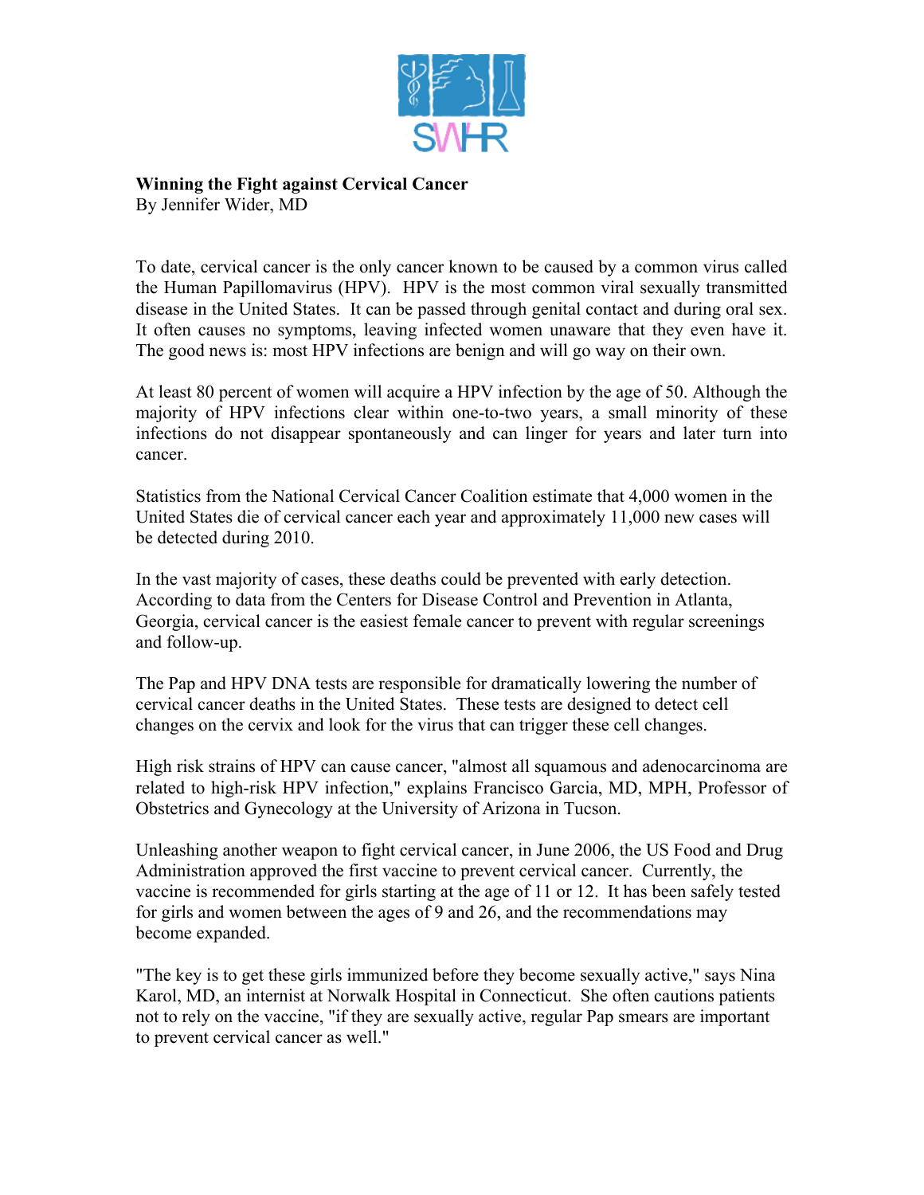**Winning the Fight against Cervical Cancer**
By Jennifer Wider, MD

To date, cervical cancer is the only cancer known to be caused by a common virus called the Human Papillomavirus (HPV). HPV is the most common viral sexually transmitted disease in the United States. It can be passed through genital contact and during oral sex. It often causes no symptoms, leaving infected women unaware that they even have it. The good news is: most HPV infections are benign and will go way on their own.

At least 80 percent of women will acquire a HPV infection by the age of 50. Although the majority of HPV infections clear within one-to-two years, a small minority of these infections do not disappear spontaneously and can linger for years and later turn into cancer.

Statistics from the National Cervical Cancer Coalition estimate that 4,000 women in the United States die of cervical cancer each year and approximately 11,000 new cases will be detected during 2010.

In the vast majority of cases, these deaths could be prevented with early detection. According to data from the Centers for Disease Control and Prevention in Atlanta, Georgia, cervical cancer is the easiest female cancer to prevent with regular screenings and follow-up.

The Pap and HPV DNA tests are responsible for dramatically lowering the number of cervical cancer deaths in the United States. These tests are designed to detect cell changes on the cervix and look for the virus that can trigger these cell changes.

High risk strains of HPV can cause cancer, "almost all squamous and adenocarcinoma are related to high-risk HPV infection," explains Francisco Garcia, MD, MPH, Professor of Obstetrics and Gynecology at the University of Arizona in Tucson.

Unleashing another weapon to fight cervical cancer, in June 2006, the US Food and Drug Administration approved the first vaccine to prevent cervical cancer. Currently, the vaccine is recommended for girls starting at the age of 11 or 12. It has been safely tested for girls and women between the ages of 9 and 26, and the recommendations may become expanded.

"The key is to get these girls immunized before they become sexually active," says Nina Karol, MD, an internist at Norwalk Hospital in Connecticut. She often cautions patients not to rely on the vaccine, "if they are sexually active, regular Pap smears are important to prevent cervical cancer as well."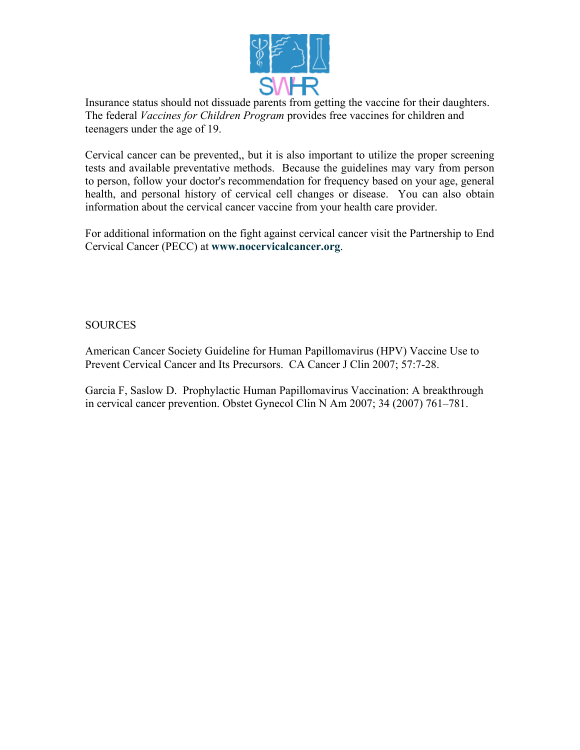Insurance status should not dissuade parents from getting the vaccine for their daughters. The federal *Vaccines for Children Program* provides free vaccines for children and teenagers under the age of 19.

Cervical cancer can be prevented,, but it is also important to utilize the proper screening tests and available preventative methods. Because the guidelines may vary from person to person, follow your doctor's recommendation for frequency based on your age, general health, and personal history of cervical cell changes or disease. You can also obtain information about the cervical cancer vaccine from your health care provider.

For additional information on the fight against cervical cancer visit the Partnership to End Cervical Cancer (PECC) at **www.nocervicalcancer.org**.

SOURCES

American Cancer Society Guideline for Human Papillomavirus (HPV) Vaccine Use to Prevent Cervical Cancer and Its Precursors. CA Cancer J Clin 2007; 57:7-28.

Garcia F, Saslow D. Prophylactic Human Papillomavirus Vaccination: A breakthrough in cervical cancer prevention. Obstet Gynecol Clin N Am 2007; 34 (2007) 761–781.